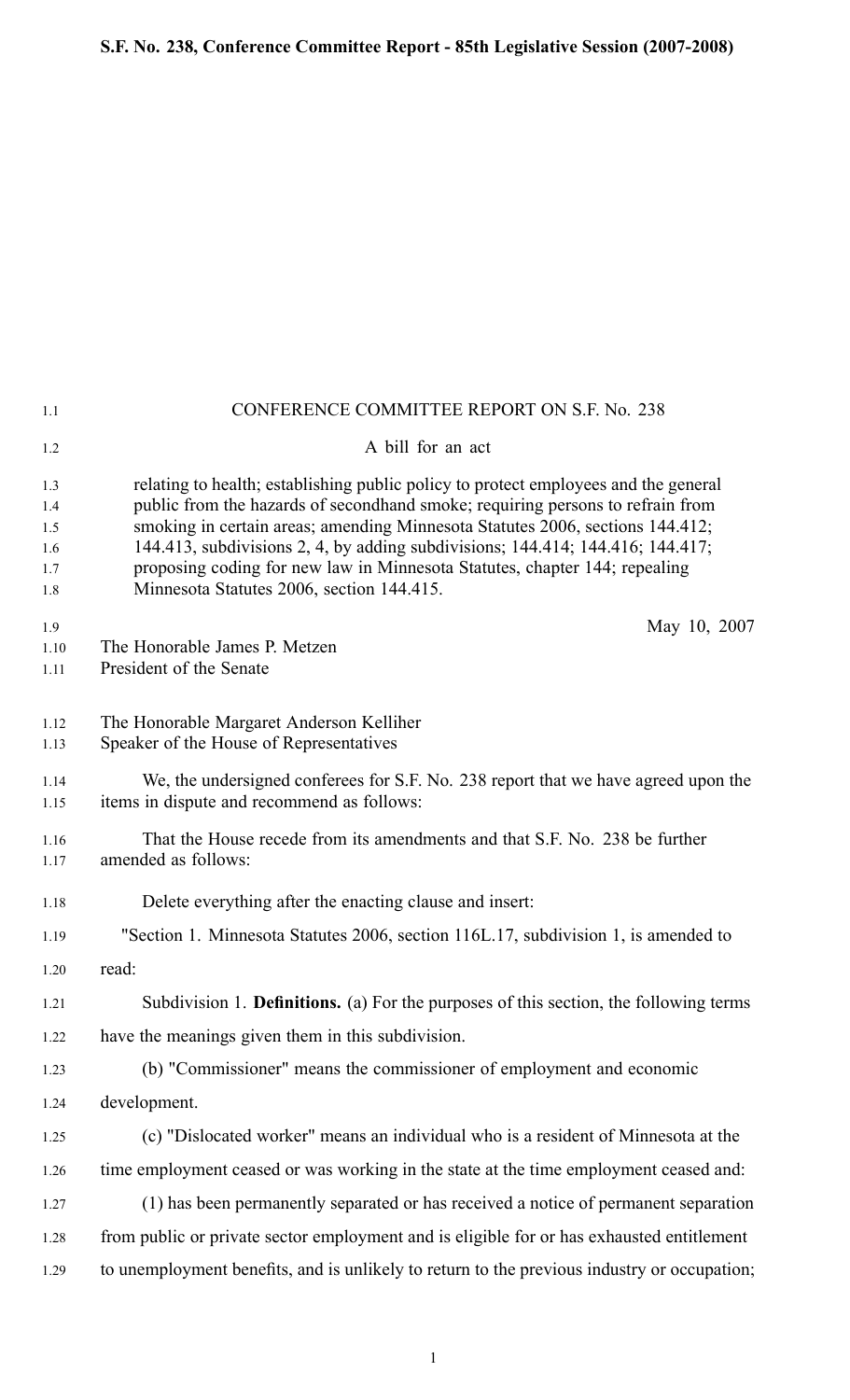**S.F. No. 238, Conference Committee Report - 85th Legislative Session (2007-2008)**

CONFERENCE COMMITTEE REPORT ON S.F. No. 238

A bill for an act

relating to health; establishing public policy to protect employees and the general public from the hazards of secondhand smoke; requiring persons to refrain from smoking in certain areas; amending Minnesota Statutes 2006, sections 144.412; 144.413, subdivisions 2, 4, by adding subdivisions; 144.414; 144.416; 144.417; proposing coding for new law in Minnesota Statutes, chapter 144; repealing Minnesota Statutes 2006, section 144.415.

May 10, 2007

The Honorable James P. Metzen
President of the Senate

The Honorable Margaret Anderson Kelliher
Speaker of the House of Representatives

We, the undersigned conferees for S.F. No. 238 report that we have agreed upon the items in dispute and recommend as follows:

That the House recede from its amendments and that S.F. No. 238 be further amended as follows:

Delete everything after the enacting clause and insert:

"Section 1. Minnesota Statutes 2006, section 116L.17, subdivision 1, is amended to read:

Subdivision 1. **Definitions.** (a) For the purposes of this section, the following terms have the meanings given them in this subdivision.

(b) "Commissioner" means the commissioner of employment and economic development.

(c) "Dislocated worker" means an individual who is a resident of Minnesota at the time employment ceased or was working in the state at the time employment ceased and:

(1) has been permanently separated or has received a notice of permanent separation from public or private sector employment and is eligible for or has exhausted entitlement to unemployment benefits, and is unlikely to return to the previous industry or occupation;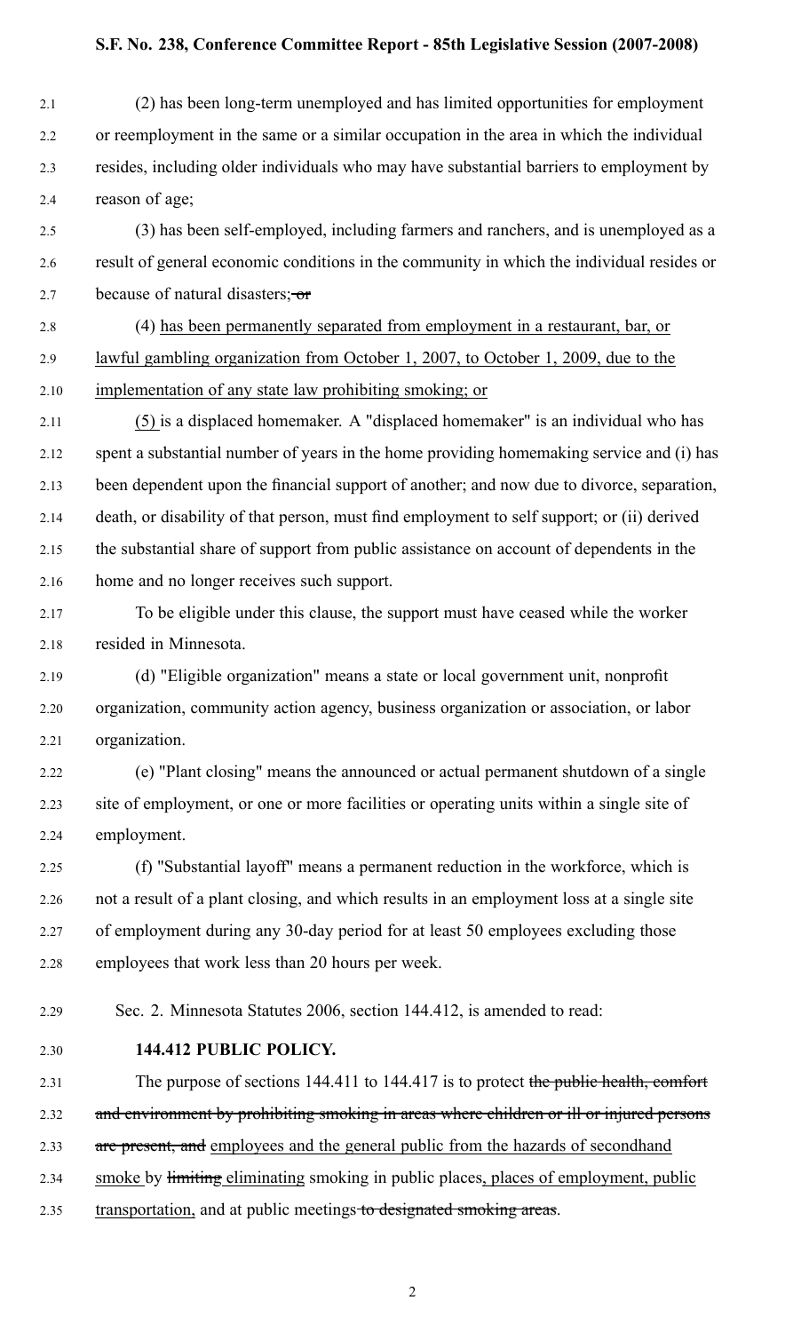(2) has been long-term unemployed and has limited opportunities for employment or reemployment in the same or a similar occupation in the area in which the individual resides, including older individuals who may have substantial barriers to employment by reason of age;

(3) has been self-employed, including farmers and ranchers, and is unemployed as a result of general economic conditions in the community in which the individual resides or because of natural disasters;~~ or~~

(4) <u>has been permanently separated from employment in a restaurant, bar, or lawful gambling organization from October 1, 2007, to October 1, 2009, due to the implementation of any state law prohibiting smoking; or</u>

<u>(5)</u> is a displaced homemaker. A "displaced homemaker" is an individual who has spent a substantial number of years in the home providing homemaking service and (i) has been dependent upon the financial support of another; and now due to divorce, separation, death, or disability of that person, must find employment to self support; or (ii) derived the substantial share of support from public assistance on account of dependents in the home and no longer receives such support.

To be eligible under this clause, the support must have ceased while the worker resided in Minnesota.

(d) "Eligible organization" means a state or local government unit, nonprofit organization, community action agency, business organization or association, or labor organization.

(e) "Plant closing" means the announced or actual permanent shutdown of a single site of employment, or one or more facilities or operating units within a single site of employment.

(f) "Substantial layoff" means a permanent reduction in the workforce, which is not a result of a plant closing, and which results in an employment loss at a single site of employment during any 30-day period for at least 50 employees excluding those employees that work less than 20 hours per week.

Sec. 2. Minnesota Statutes 2006, section 144.412, is amended to read:

**144.412 PUBLIC POLICY.**

The purpose of sections 144.411 to 144.417 is to protect ~~the public health, comfort and environment by prohibiting smoking in areas where children or ill or injured persons are present, and~~ <u>employees and the general public from the hazards of secondhand smoke</u> by ~~limiting~~ <u>eliminating</u> smoking in public places<u>, places of employment, public transportation,</u> and at public meetings ~~to designated smoking areas~~.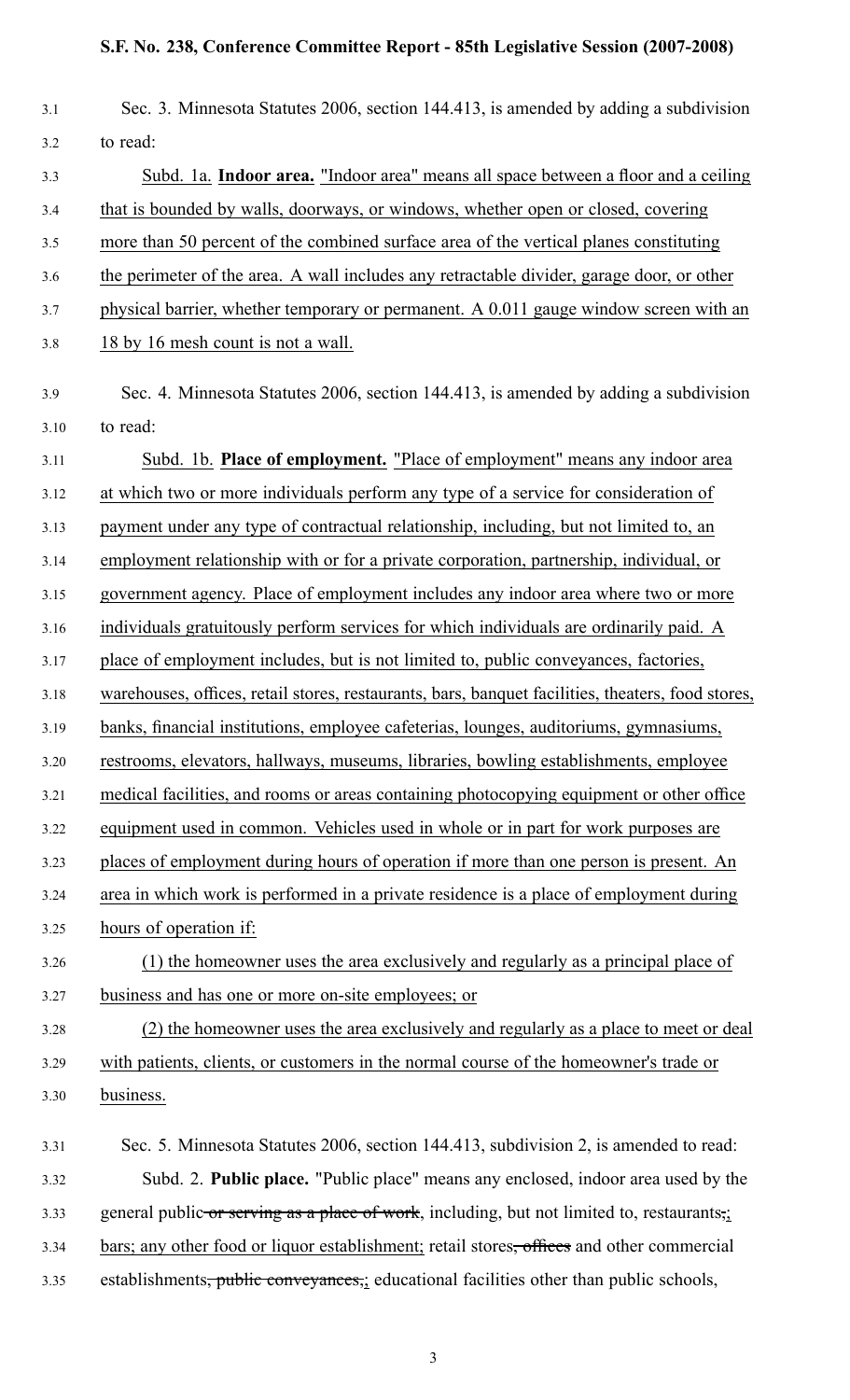Sec. 3. Minnesota Statutes 2006, section 144.413, is amended by adding a subdivision to read:

Subd. 1a. **Indoor area.** "Indoor area" means all space between a floor and a ceiling that is bounded by walls, doorways, or windows, whether open or closed, covering more than 50 percent of the combined surface area of the vertical planes constituting the perimeter of the area. A wall includes any retractable divider, garage door, or other physical barrier, whether temporary or permanent. A 0.011 gauge window screen with an 18 by 16 mesh count is not a wall.

Sec. 4. Minnesota Statutes 2006, section 144.413, is amended by adding a subdivision to read:

Subd. 1b. **Place of employment.** "Place of employment" means any indoor area at which two or more individuals perform any type of a service for consideration of payment under any type of contractual relationship, including, but not limited to, an employment relationship with or for a private corporation, partnership, individual, or government agency. Place of employment includes any indoor area where two or more individuals gratuitously perform services for which individuals are ordinarily paid. A place of employment includes, but is not limited to, public conveyances, factories, warehouses, offices, retail stores, restaurants, bars, banquet facilities, theaters, food stores, banks, financial institutions, employee cafeterias, lounges, auditoriums, gymnasiums, restrooms, elevators, hallways, museums, libraries, bowling establishments, employee medical facilities, and rooms or areas containing photocopying equipment or other office equipment used in common. Vehicles used in whole or in part for work purposes are places of employment during hours of operation if more than one person is present. An area in which work is performed in a private residence is a place of employment during hours of operation if:

(1) the homeowner uses the area exclusively and regularly as a principal place of business and has one or more on-site employees; or

(2) the homeowner uses the area exclusively and regularly as a place to meet or deal with patients, clients, or customers in the normal course of the homeowner's trade or business.

Sec. 5. Minnesota Statutes 2006, section 144.413, subdivision 2, is amended to read:

Subd. 2. **Public place.** "Public place" means any enclosed, indoor area used by the general public ~~or serving as a place of work~~, including, but not limited to, restaurants~~,~~; bars; any other food or liquor establishment; retail stores~~, offices~~ and other commercial establishments~~, public conveyances,~~; educational facilities other than public schools,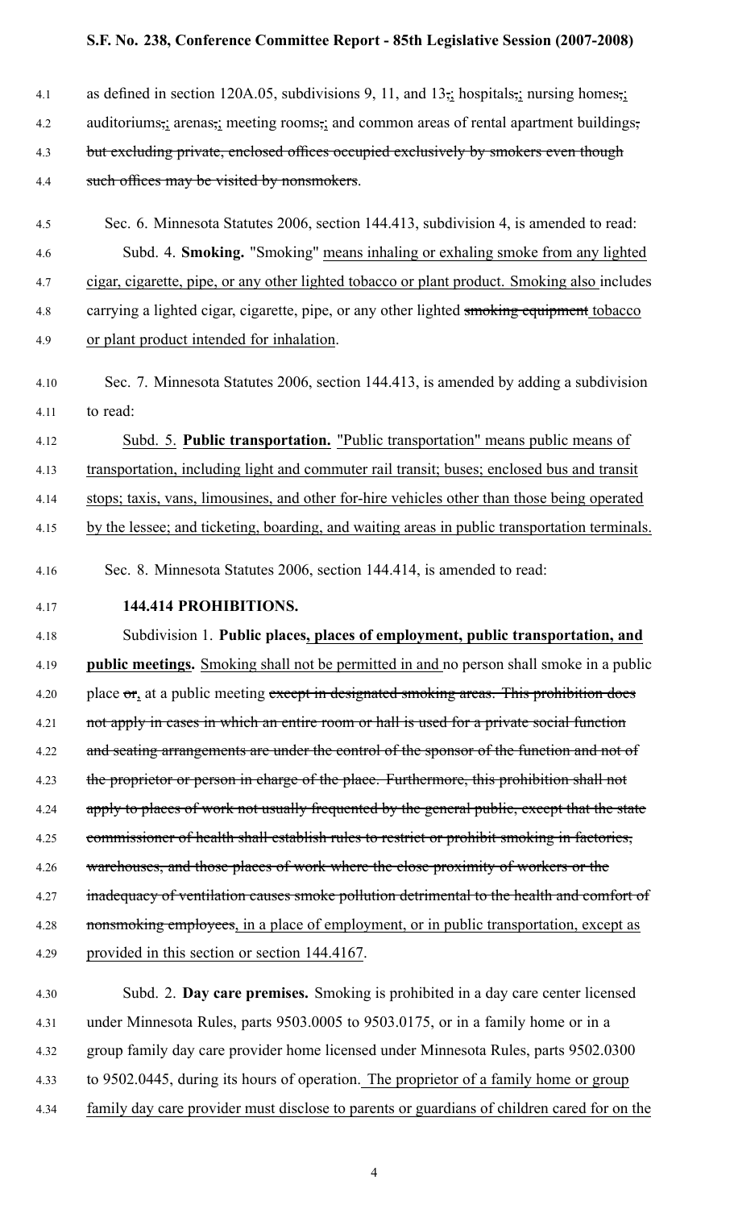4.1 as defined in section 120A.05, subdivisions 9, 11, and 13,; hospitals,; nursing homes,;
4.2 auditoriums,; arenas,; meeting rooms,; and common areas of rental apartment buildings,
4.3 but excluding private, enclosed offices occupied exclusively by smokers even though
4.4 such offices may be visited by nonsmokers.

4.5 Sec. 6. Minnesota Statutes 2006, section 144.413, subdivision 4, is amended to read:

4.6 Subd. 4. **Smoking.** "Smoking" means inhaling or exhaling smoke from any lighted
4.7 cigar, cigarette, pipe, or any other lighted tobacco or plant product. Smoking also includes
4.8 carrying a lighted cigar, cigarette, pipe, or any other lighted smoking equipment tobacco
4.9 or plant product intended for inhalation.

4.10 Sec. 7. Minnesota Statutes 2006, section 144.413, is amended by adding a subdivision
4.11 to read:

4.12 Subd. 5. **Public transportation.** "Public transportation" means public means of
4.13 transportation, including light and commuter rail transit; buses; enclosed bus and transit
4.14 stops; taxis, vans, limousines, and other for-hire vehicles other than those being operated
4.15 by the lessee; and ticketing, boarding, and waiting areas in public transportation terminals.

4.16 Sec. 8. Minnesota Statutes 2006, section 144.414, is amended to read:

4.17 **144.414 PROHIBITIONS.**

4.18 Subdivision 1. **Public places, places of employment, public transportation, and**
4.19 **public meetings.** Smoking shall not be permitted in and no person shall smoke in a public
4.20 place or, at a public meeting except in designated smoking areas. This prohibition does
4.21 not apply in cases in which an entire room or hall is used for a private social function
4.22 and seating arrangements are under the control of the sponsor of the function and not of
4.23 the proprietor or person in charge of the place. Furthermore, this prohibition shall not
4.24 apply to places of work not usually frequented by the general public, except that the state
4.25 commissioner of health shall establish rules to restrict or prohibit smoking in factories,
4.26 warehouses, and those places of work where the close proximity of workers or the
4.27 inadequacy of ventilation causes smoke pollution detrimental to the health and comfort of
4.28 nonsmoking employees, in a place of employment, or in public transportation, except as
4.29 provided in this section or section 144.4167.

4.30 Subd. 2. **Day care premises.** Smoking is prohibited in a day care center licensed
4.31 under Minnesota Rules, parts 9503.0005 to 9503.0175, or in a family home or in a
4.32 group family day care provider home licensed under Minnesota Rules, parts 9502.0300
4.33 to 9502.0445, during its hours of operation. The proprietor of a family home or group
4.34 family day care provider must disclose to parents or guardians of children cared for on the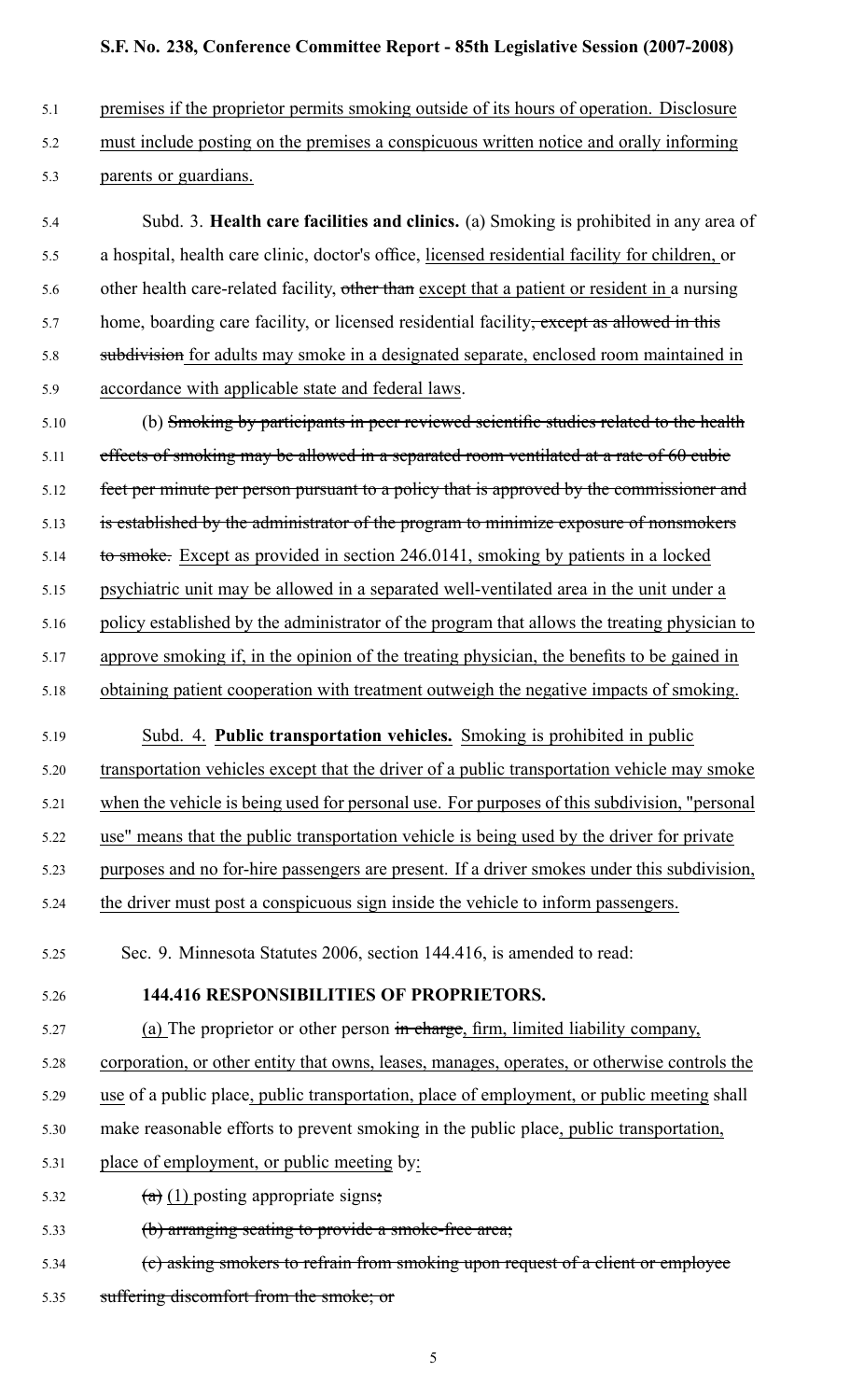premises if the proprietor permits smoking outside of its hours of operation. Disclosure must include posting on the premises a conspicuous written notice and orally informing parents or guardians.

Subd. 3. **Health care facilities and clinics.** (a) Smoking is prohibited in any area of a hospital, health care clinic, doctor's office, licensed residential facility for children, or other health care-related facility, ~~other than~~ except that a patient or resident in a nursing home, boarding care facility, or licensed residential facility~~, except as allowed in this subdivision~~ for adults may smoke in a designated separate, enclosed room maintained in accordance with applicable state and federal laws.

(b) ~~Smoking by participants in peer reviewed scientific studies related to the health effects of smoking may be allowed in a separated room ventilated at a rate of 60 cubic feet per minute per person pursuant to a policy that is approved by the commissioner and is established by the administrator of the program to minimize exposure of nonsmokers to smoke.~~ Except as provided in section 246.0141, smoking by patients in a locked psychiatric unit may be allowed in a separated well-ventilated area in the unit under a policy established by the administrator of the program that allows the treating physician to approve smoking if, in the opinion of the treating physician, the benefits to be gained in obtaining patient cooperation with treatment outweigh the negative impacts of smoking.

Subd. 4. **Public transportation vehicles.** Smoking is prohibited in public transportation vehicles except that the driver of a public transportation vehicle may smoke when the vehicle is being used for personal use. For purposes of this subdivision, "personal use" means that the public transportation vehicle is being used by the driver for private purposes and no for-hire passengers are present. If a driver smokes under this subdivision, the driver must post a conspicuous sign inside the vehicle to inform passengers.

Sec. 9. Minnesota Statutes 2006, section 144.416, is amended to read:

**144.416 RESPONSIBILITIES OF PROPRIETORS.**

(a) The proprietor or other person ~~in charge~~, firm, limited liability company, corporation, or other entity that owns, leases, manages, operates, or otherwise controls the use of a public place, public transportation, place of employment, or public meeting shall make reasonable efforts to prevent smoking in the public place, public transportation, place of employment, or public meeting by:

~~(a)~~ (1) posting appropriate signs~~;~~

~~(b) arranging seating to provide a smoke-free area;~~

~~(c) asking smokers to refrain from smoking upon request of a client or employee suffering discomfort from the smoke; or~~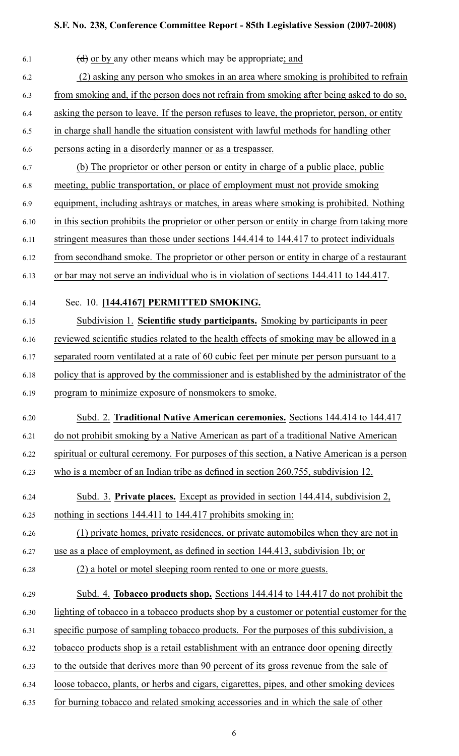~~(d)~~ or by any other means which may be appropriate; and

(2) asking any person who smokes in an area where smoking is prohibited to refrain from smoking and, if the person does not refrain from smoking after being asked to do so, asking the person to leave. If the person refuses to leave, the proprietor, person, or entity in charge shall handle the situation consistent with lawful methods for handling other persons acting in a disorderly manner or as a trespasser.

(b) The proprietor or other person or entity in charge of a public place, public meeting, public transportation, or place of employment must not provide smoking equipment, including ashtrays or matches, in areas where smoking is prohibited. Nothing in this section prohibits the proprietor or other person or entity in charge from taking more stringent measures than those under sections 144.414 to 144.417 to protect individuals from secondhand smoke. The proprietor or other person or entity in charge of a restaurant or bar may not serve an individual who is in violation of sections 144.411 to 144.417.

Sec. 10. **[144.4167] PERMITTED SMOKING.**

Subdivision 1. **Scientific study participants.** Smoking by participants in peer reviewed scientific studies related to the health effects of smoking may be allowed in a separated room ventilated at a rate of 60 cubic feet per minute per person pursuant to a policy that is approved by the commissioner and is established by the administrator of the program to minimize exposure of nonsmokers to smoke.

Subd. 2. **Traditional Native American ceremonies.** Sections 144.414 to 144.417 do not prohibit smoking by a Native American as part of a traditional Native American spiritual or cultural ceremony. For purposes of this section, a Native American is a person who is a member of an Indian tribe as defined in section 260.755, subdivision 12.

Subd. 3. **Private places.** Except as provided in section 144.414, subdivision 2, nothing in sections 144.411 to 144.417 prohibits smoking in:

(1) private homes, private residences, or private automobiles when they are not in use as a place of employment, as defined in section 144.413, subdivision 1b; or

(2) a hotel or motel sleeping room rented to one or more guests.

Subd. 4. **Tobacco products shop.** Sections 144.414 to 144.417 do not prohibit the lighting of tobacco in a tobacco products shop by a customer or potential customer for the specific purpose of sampling tobacco products. For the purposes of this subdivision, a tobacco products shop is a retail establishment with an entrance door opening directly to the outside that derives more than 90 percent of its gross revenue from the sale of loose tobacco, plants, or herbs and cigars, cigarettes, pipes, and other smoking devices for burning tobacco and related smoking accessories and in which the sale of other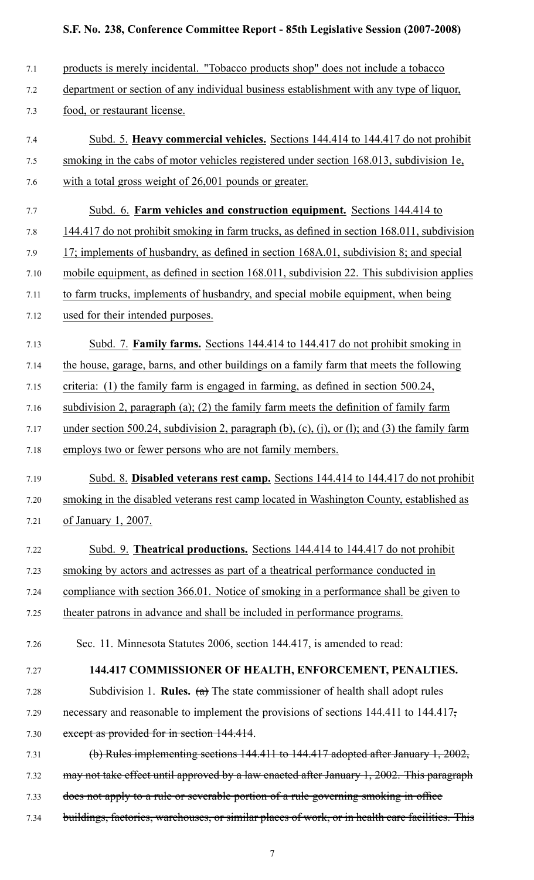products is merely incidental. "Tobacco products shop" does not include a tobacco department or section of any individual business establishment with any type of liquor, food, or restaurant license.

Subd. 5. **Heavy commercial vehicles.** Sections 144.414 to 144.417 do not prohibit smoking in the cabs of motor vehicles registered under section 168.013, subdivision 1e, with a total gross weight of 26,001 pounds or greater.

Subd. 6. **Farm vehicles and construction equipment.** Sections 144.414 to 144.417 do not prohibit smoking in farm trucks, as defined in section 168.011, subdivision 17; implements of husbandry, as defined in section 168A.01, subdivision 8; and special mobile equipment, as defined in section 168.011, subdivision 22. This subdivision applies to farm trucks, implements of husbandry, and special mobile equipment, when being used for their intended purposes.

Subd. 7. **Family farms.** Sections 144.414 to 144.417 do not prohibit smoking in the house, garage, barns, and other buildings on a family farm that meets the following criteria: (1) the family farm is engaged in farming, as defined in section 500.24, subdivision 2, paragraph (a); (2) the family farm meets the definition of family farm under section 500.24, subdivision 2, paragraph (b), (c), (j), or (l); and (3) the family farm employs two or fewer persons who are not family members.

Subd. 8. **Disabled veterans rest camp.** Sections 144.414 to 144.417 do not prohibit smoking in the disabled veterans rest camp located in Washington County, established as of January 1, 2007.

Subd. 9. **Theatrical productions.** Sections 144.414 to 144.417 do not prohibit smoking by actors and actresses as part of a theatrical performance conducted in compliance with section 366.01. Notice of smoking in a performance shall be given to theater patrons in advance and shall be included in performance programs.

Sec. 11. Minnesota Statutes 2006, section 144.417, is amended to read:

**144.417 COMMISSIONER OF HEALTH, ENFORCEMENT, PENALTIES.**

Subdivision 1. **Rules.** ~~(a)~~ The state commissioner of health shall adopt rules necessary and reasonable to implement the provisions of sections 144.411 to 144.417~~, except as provided for in section 144.414~~.

~~(b) Rules implementing sections 144.411 to 144.417 adopted after January 1, 2002, may not take effect until approved by a law enacted after January 1, 2002. This paragraph does not apply to a rule or severable portion of a rule governing smoking in office buildings, factories, warehouses, or similar places of work, or in health care facilities. This~~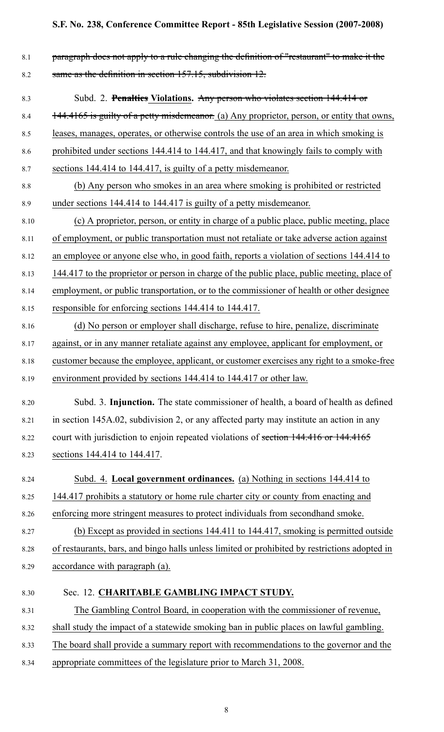~~paragraph does not apply to a rule changing the definition of "restaurant" to make it the same as the definition in section 157.15, subdivision 12.~~

Subd. 2. ~~**Penalties**~~ **Violations.** ~~Any person who violates section 144.414 or 144.4165 is guilty of a petty misdemeanor.~~ (a) Any proprietor, person, or entity that owns, leases, manages, operates, or otherwise controls the use of an area in which smoking is prohibited under sections 144.414 to 144.417, and that knowingly fails to comply with sections 144.414 to 144.417, is guilty of a petty misdemeanor.

(b) Any person who smokes in an area where smoking is prohibited or restricted under sections 144.414 to 144.417 is guilty of a petty misdemeanor.

(c) A proprietor, person, or entity in charge of a public place, public meeting, place of employment, or public transportation must not retaliate or take adverse action against an employee or anyone else who, in good faith, reports a violation of sections 144.414 to 144.417 to the proprietor or person in charge of the public place, public meeting, place of employment, or public transportation, or to the commissioner of health or other designee responsible for enforcing sections 144.414 to 144.417.

(d) No person or employer shall discharge, refuse to hire, penalize, discriminate against, or in any manner retaliate against any employee, applicant for employment, or customer because the employee, applicant, or customer exercises any right to a smoke-free environment provided by sections 144.414 to 144.417 or other law.

Subd. 3. **Injunction.** The state commissioner of health, a board of health as defined in section 145A.02, subdivision 2, or any affected party may institute an action in any court with jurisdiction to enjoin repeated violations of ~~section 144.416 or 144.4165~~ sections 144.414 to 144.417.

Subd. 4. **Local government ordinances.** (a) Nothing in sections 144.414 to 144.417 prohibits a statutory or home rule charter city or county from enacting and enforcing more stringent measures to protect individuals from secondhand smoke.

(b) Except as provided in sections 144.411 to 144.417, smoking is permitted outside of restaurants, bars, and bingo halls unless limited or prohibited by restrictions adopted in accordance with paragraph (a).

Sec. 12. **CHARITABLE GAMBLING IMPACT STUDY.**

The Gambling Control Board, in cooperation with the commissioner of revenue, shall study the impact of a statewide smoking ban in public places on lawful gambling. The board shall provide a summary report with recommendations to the governor and the appropriate committees of the legislature prior to March 31, 2008.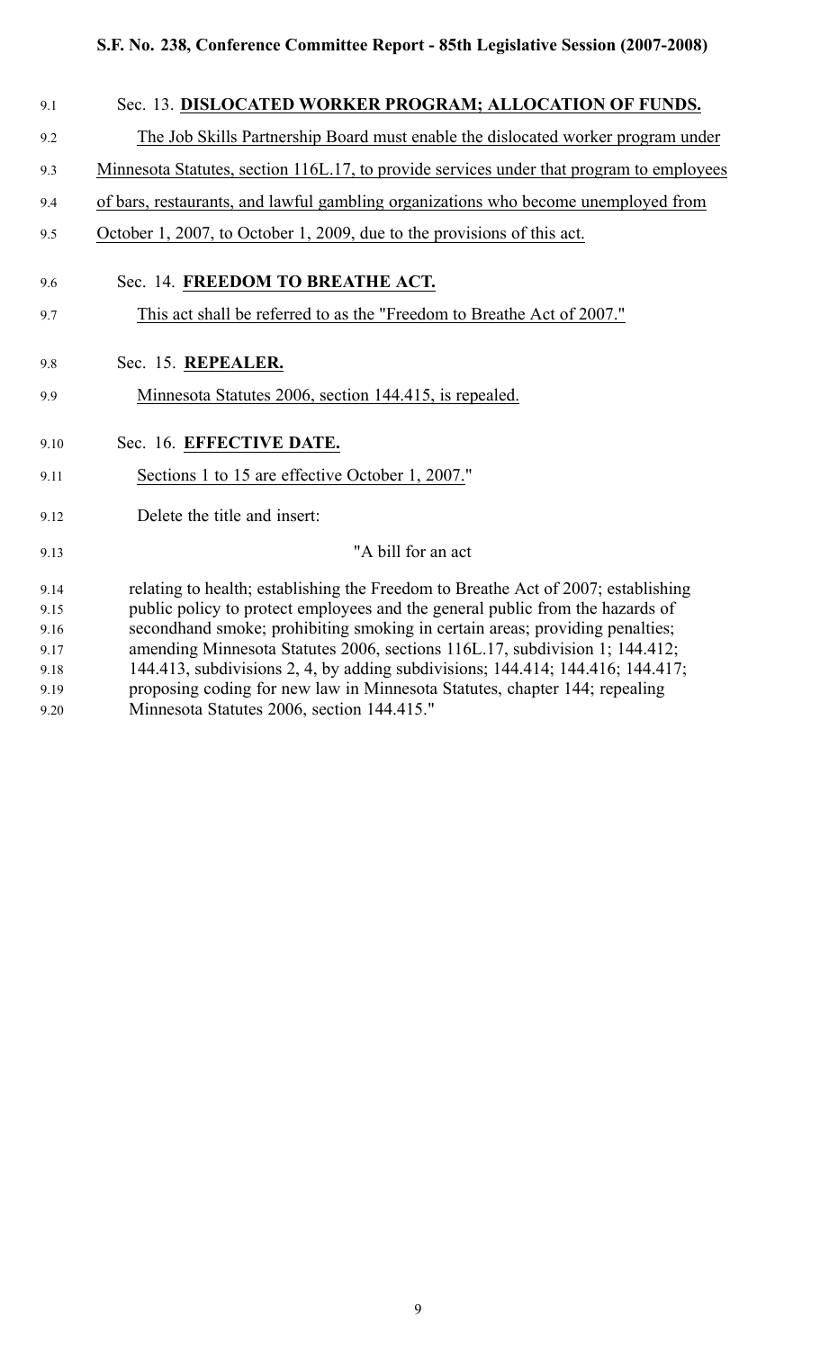Sec. 13. **DISLOCATED WORKER PROGRAM; ALLOCATION OF FUNDS.**

The Job Skills Partnership Board must enable the dislocated worker program under Minnesota Statutes, section 116L.17, to provide services under that program to employees of bars, restaurants, and lawful gambling organizations who become unemployed from October 1, 2007, to October 1, 2009, due to the provisions of this act.

Sec. 14. **FREEDOM TO BREATHE ACT.**

This act shall be referred to as the "Freedom to Breathe Act of 2007."

Sec. 15. **REPEALER.**

Minnesota Statutes 2006, section 144.415, is repealed.

Sec. 16. **EFFECTIVE DATE.**

Sections 1 to 15 are effective October 1, 2007."

Delete the title and insert:

"A bill for an act

relating to health; establishing the Freedom to Breathe Act of 2007; establishing public policy to protect employees and the general public from the hazards of secondhand smoke; prohibiting smoking in certain areas; providing penalties; amending Minnesota Statutes 2006, sections 116L.17, subdivision 1; 144.412; 144.413, subdivisions 2, 4, by adding subdivisions; 144.414; 144.416; 144.417; proposing coding for new law in Minnesota Statutes, chapter 144; repealing Minnesota Statutes 2006, section 144.415."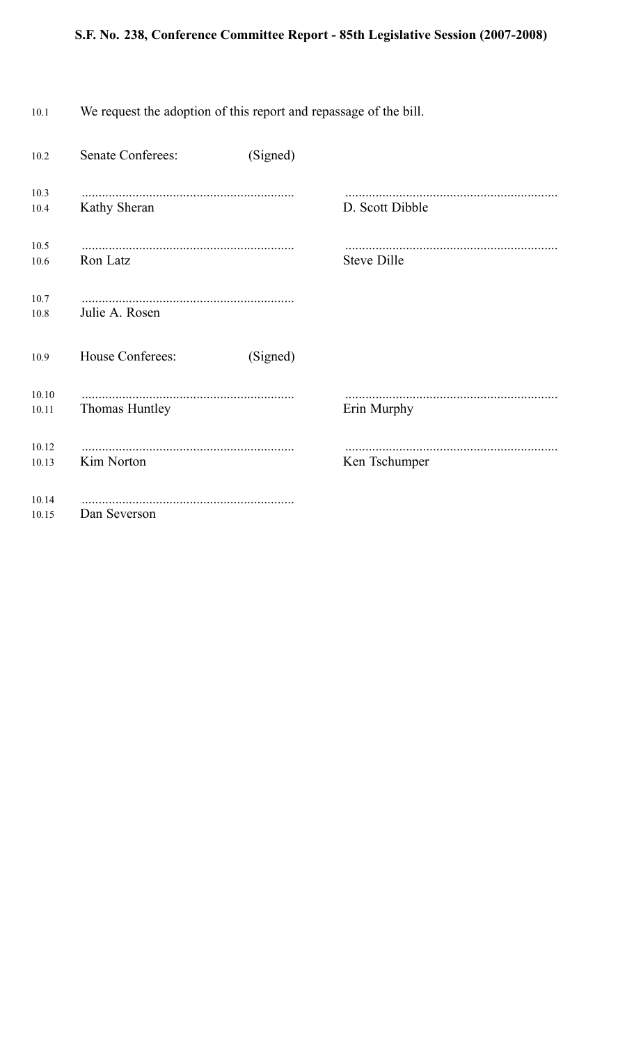We request the adoption of this report and repassage of the bill.

Senate Conferees: (Signed)

| | |
|---|---|
| ............................................................... | ............................................................... |
| Kathy Sheran | D. Scott Dibble |
| ............................................................... | ............................................................... |
| Ron Latz | Steve Dille |
| ............................................................... | |
| Julie A. Rosen | |

House Conferees: (Signed)

| | |
|---|---|
| ............................................................... | ............................................................... |
| Thomas Huntley | Erin Murphy |
| ............................................................... | ............................................................... |
| Kim Norton | Ken Tschumper |
| ............................................................... | |
| Dan Severson | |